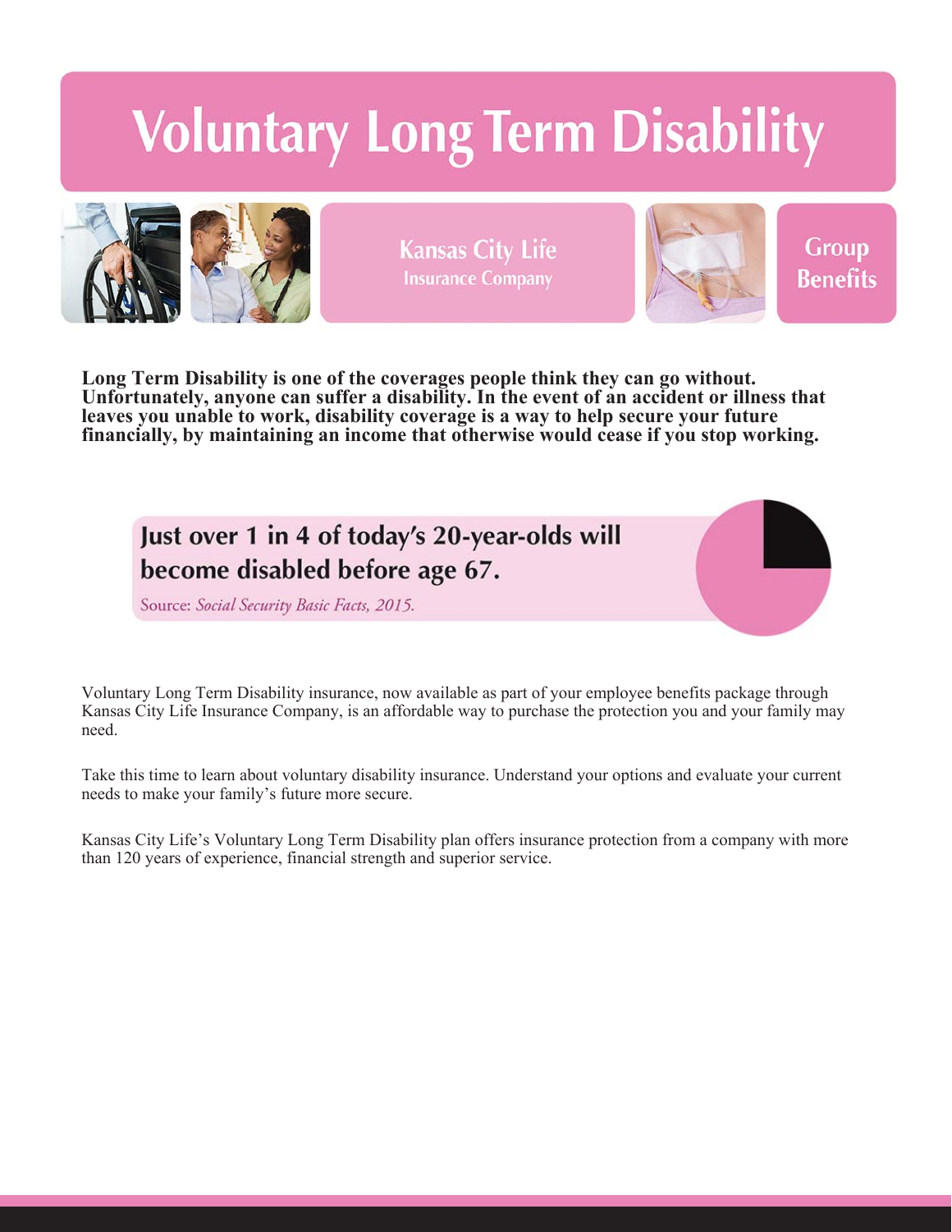# Voluntary Long Term Disability

Kansas City Life
Insurance Company

Group Benefits

**Long Term Disability is one of the coverages people think they can go without. Unfortunately, anyone can suffer a disability. In the event of an accident or illness that leaves you unable to work, disability coverage is a way to help secure your future financially, by maintaining an income that otherwise would cease if you stop working.**

**Just over 1 in 4 of today's 20-year-olds will become disabled before age 67.**

Source: *Social Security Basic Facts, 2015.*

Voluntary Long Term Disability insurance, now available as part of your employee benefits package through Kansas City Life Insurance Company, is an affordable way to purchase the protection you and your family may need.

Take this time to learn about voluntary disability insurance. Understand your options and evaluate your current needs to make your family's future more secure.

Kansas City Life's Voluntary Long Term Disability plan offers insurance protection from a company with more than 120 years of experience, financial strength and superior service.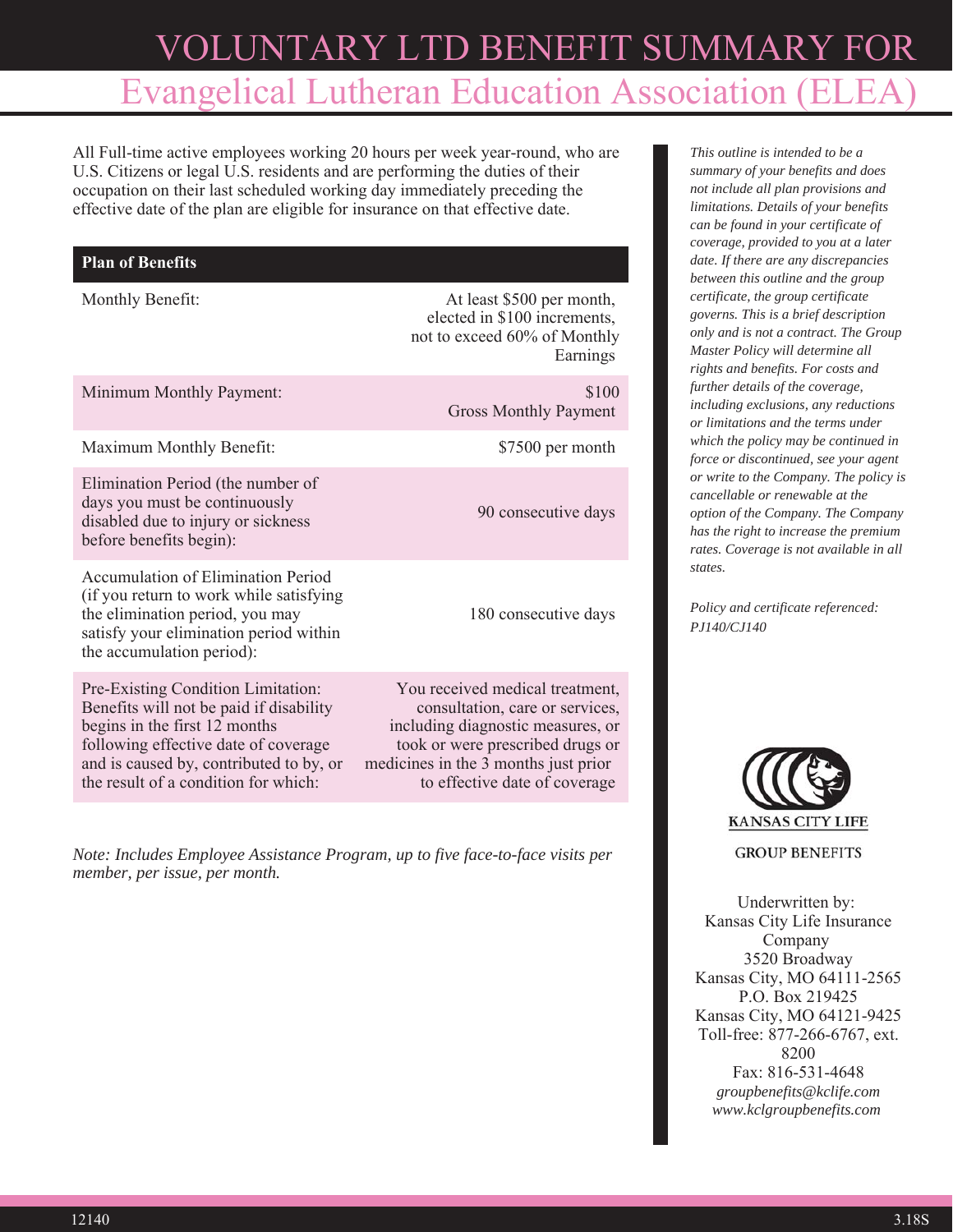# VOLUNTARY LTD BENEFIT SUMMARY FOR

## Evangelical Lutheran Education Association (ELEA)

All Full-time active employees working 20 hours per week year-round, who are U.S. Citizens or legal U.S. residents and are performing the duties of their occupation on their last scheduled working day immediately preceding the effective date of the plan are eligible for insurance on that effective date.

| Plan of Benefits | |
|---|---|
| Monthly Benefit: | At least $500 per month, elected in $100 increments, not to exceed 60% of Monthly Earnings |
| Minimum Monthly Payment: | $100 Gross Monthly Payment |
| Maximum Monthly Benefit: | $7500 per month |
| Elimination Period (the number of days you must be continuously disabled due to injury or sickness before benefits begin): | 90 consecutive days |
| Accumulation of Elimination Period (if you return to work while satisfying the elimination period, you may satisfy your elimination period within the accumulation period): | 180 consecutive days |
| Pre-Existing Condition Limitation: Benefits will not be paid if disability begins in the first 12 months following effective date of coverage and is caused by, contributed to by, or the result of a condition for which: | You received medical treatment, consultation, care or services, including diagnostic measures, or took or were prescribed drugs or medicines in the 3 months just prior to effective date of coverage |

*Note: Includes Employee Assistance Program, up to five face-to-face visits per member, per issue, per month.*

*This outline is intended to be a summary of your benefits and does not include all plan provisions and limitations. Details of your benefits can be found in your certificate of coverage, provided to you at a later date. If there are any discrepancies between this outline and the group certificate, the group certificate governs. This is a brief description only and is not a contract. The Group Master Policy will determine all rights and benefits. For costs and further details of the coverage, including exclusions, any reductions or limitations and the terms under which the policy may be continued in force or discontinued, see your agent or write to the Company. The policy is cancellable or renewable at the option of the Company. The Company has the right to increase the premium rates. Coverage is not available in all states.*

*Policy and certificate referenced: PJ140/CJ140*

KANSAS CITY LIFE

GROUP BENEFITS

Underwritten by:
Kansas City Life Insurance Company
3520 Broadway
Kansas City, MO 64111-2565
P.O. Box 219425
Kansas City, MO 64121-9425
Toll-free: 877-266-6767, ext. 8200
Fax: 816-531-4648
*groupbenefits@kclife.com*
*www.kclgroupbenefits.com*

12140 3.18S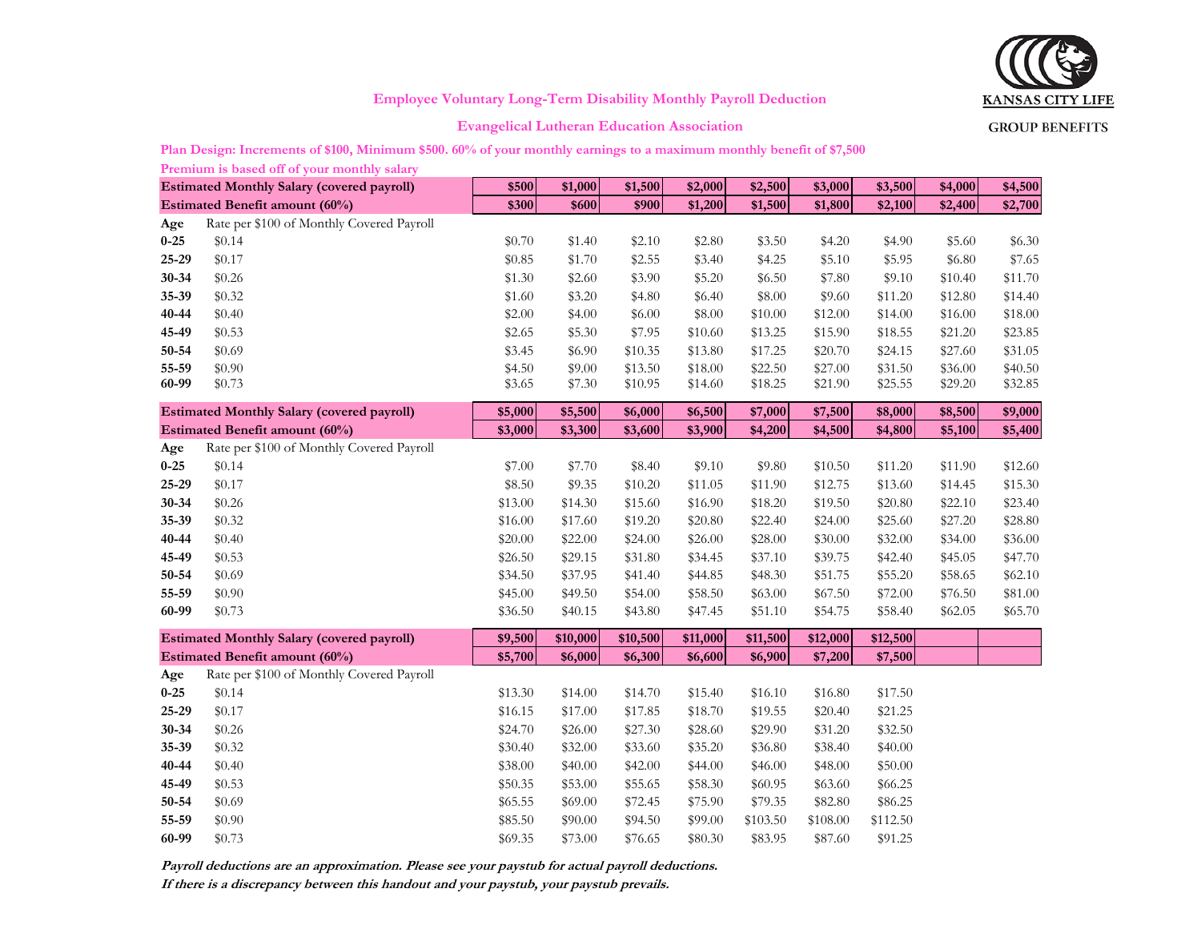KANSAS CITY LIFE

GROUP BENEFITS

## Employee Voluntary Long-Term Disability Monthly Payroll Deduction

## Evangelical Lutheran Education Association

**Plan Design: Increments of $100, Minimum $500. 60% of your monthly earnings to a maximum monthly benefit of $7,500**

**Premium is based off of your monthly salary**

| **Estimated Monthly Salary (covered payroll)** | | **$500** | **$1,000** | **$1,500** | **$2,000** | **$2,500** | **$3,000** | **$3,500** | **$4,000** | **$4,500** |
|---|---|---|---|---|---|---|---|---|---|---|
| **Estimated Benefit amount (60%)** | | **$300** | **$600** | **$900** | **$1,200** | **$1,500** | **$1,800** | **$2,100** | **$2,400** | **$2,700** |
| **Age** | Rate per $100 of Monthly Covered Payroll | | | | | | | | | |
| **0-25** | $0.14 | $0.70 | $1.40 | $2.10 | $2.80 | $3.50 | $4.20 | $4.90 | $5.60 | $6.30 |
| **25-29** | $0.17 | $0.85 | $1.70 | $2.55 | $3.40 | $4.25 | $5.10 | $5.95 | $6.80 | $7.65 |
| **30-34** | $0.26 | $1.30 | $2.60 | $3.90 | $5.20 | $6.50 | $7.80 | $9.10 | $10.40 | $11.70 |
| **35-39** | $0.32 | $1.60 | $3.20 | $4.80 | $6.40 | $8.00 | $9.60 | $11.20 | $12.80 | $14.40 |
| **40-44** | $0.40 | $2.00 | $4.00 | $6.00 | $8.00 | $10.00 | $12.00 | $14.00 | $16.00 | $18.00 |
| **45-49** | $0.53 | $2.65 | $5.30 | $7.95 | $10.60 | $13.25 | $15.90 | $18.55 | $21.20 | $23.85 |
| **50-54** | $0.69 | $3.45 | $6.90 | $10.35 | $13.80 | $17.25 | $20.70 | $24.15 | $27.60 | $31.05 |
| **55-59** | $0.90 | $4.50 | $9.00 | $13.50 | $18.00 | $22.50 | $27.00 | $31.50 | $36.00 | $40.50 |
| **60-99** | $0.73 | $3.65 | $7.30 | $10.95 | $14.60 | $18.25 | $21.90 | $25.55 | $29.20 | $32.85 |

| **Estimated Monthly Salary (covered payroll)** | | **$5,000** | **$5,500** | **$6,000** | **$6,500** | **$7,000** | **$7,500** | **$8,000** | **$8,500** | **$9,000** |
|---|---|---|---|---|---|---|---|---|---|---|
| **Estimated Benefit amount (60%)** | | **$3,000** | **$3,300** | **$3,600** | **$3,900** | **$4,200** | **$4,500** | **$4,800** | **$5,100** | **$5,400** |
| **Age** | Rate per $100 of Monthly Covered Payroll | | | | | | | | | |
| **0-25** | $0.14 | $7.00 | $7.70 | $8.40 | $9.10 | $9.80 | $10.50 | $11.20 | $11.90 | $12.60 |
| **25-29** | $0.17 | $8.50 | $9.35 | $10.20 | $11.05 | $11.90 | $12.75 | $13.60 | $14.45 | $15.30 |
| **30-34** | $0.26 | $13.00 | $14.30 | $15.60 | $16.90 | $18.20 | $19.50 | $20.80 | $22.10 | $23.40 |
| **35-39** | $0.32 | $16.00 | $17.60 | $19.20 | $20.80 | $22.40 | $24.00 | $25.60 | $27.20 | $28.80 |
| **40-44** | $0.40 | $20.00 | $22.00 | $24.00 | $26.00 | $28.00 | $30.00 | $32.00 | $34.00 | $36.00 |
| **45-49** | $0.53 | $26.50 | $29.15 | $31.80 | $34.45 | $37.10 | $39.75 | $42.40 | $45.05 | $47.70 |
| **50-54** | $0.69 | $34.50 | $37.95 | $41.40 | $44.85 | $48.30 | $51.75 | $55.20 | $58.65 | $62.10 |
| **55-59** | $0.90 | $45.00 | $49.50 | $54.00 | $58.50 | $63.00 | $67.50 | $72.00 | $76.50 | $81.00 |
| **60-99** | $0.73 | $36.50 | $40.15 | $43.80 | $47.45 | $51.10 | $54.75 | $58.40 | $62.05 | $65.70 |

| **Estimated Monthly Salary (covered payroll)** | | **$9,500** | **$10,000** | **$10,500** | **$11,000** | **$11,500** | **$12,000** | **$12,500** | | |
|---|---|---|---|---|---|---|---|---|---|---|
| **Estimated Benefit amount (60%)** | | **$5,700** | **$6,000** | **$6,300** | **$6,600** | **$6,900** | **$7,200** | **$7,500** | | |
| **Age** | Rate per $100 of Monthly Covered Payroll | | | | | | | | | |
| **0-25** | $0.14 | $13.30 | $14.00 | $14.70 | $15.40 | $16.10 | $16.80 | $17.50 | | |
| **25-29** | $0.17 | $16.15 | $17.00 | $17.85 | $18.70 | $19.55 | $20.40 | $21.25 | | |
| **30-34** | $0.26 | $24.70 | $26.00 | $27.30 | $28.60 | $29.90 | $31.20 | $32.50 | | |
| **35-39** | $0.32 | $30.40 | $32.00 | $33.60 | $35.20 | $36.80 | $38.40 | $40.00 | | |
| **40-44** | $0.40 | $38.00 | $40.00 | $42.00 | $44.00 | $46.00 | $48.00 | $50.00 | | |
| **45-49** | $0.53 | $50.35 | $53.00 | $55.65 | $58.30 | $60.95 | $63.60 | $66.25 | | |
| **50-54** | $0.69 | $65.55 | $69.00 | $72.45 | $75.90 | $79.35 | $82.80 | $86.25 | | |
| **55-59** | $0.90 | $85.50 | $90.00 | $94.50 | $99.00 | $103.50 | $108.00 | $112.50 | | |
| **60-99** | $0.73 | $69.35 | $73.00 | $76.65 | $80.30 | $83.95 | $87.60 | $91.25 | | |

***Payroll deductions are an approximation. Please see your paystub for actual payroll deductions.***

***If there is a discrepancy between this handout and your paystub, your paystub prevails.***